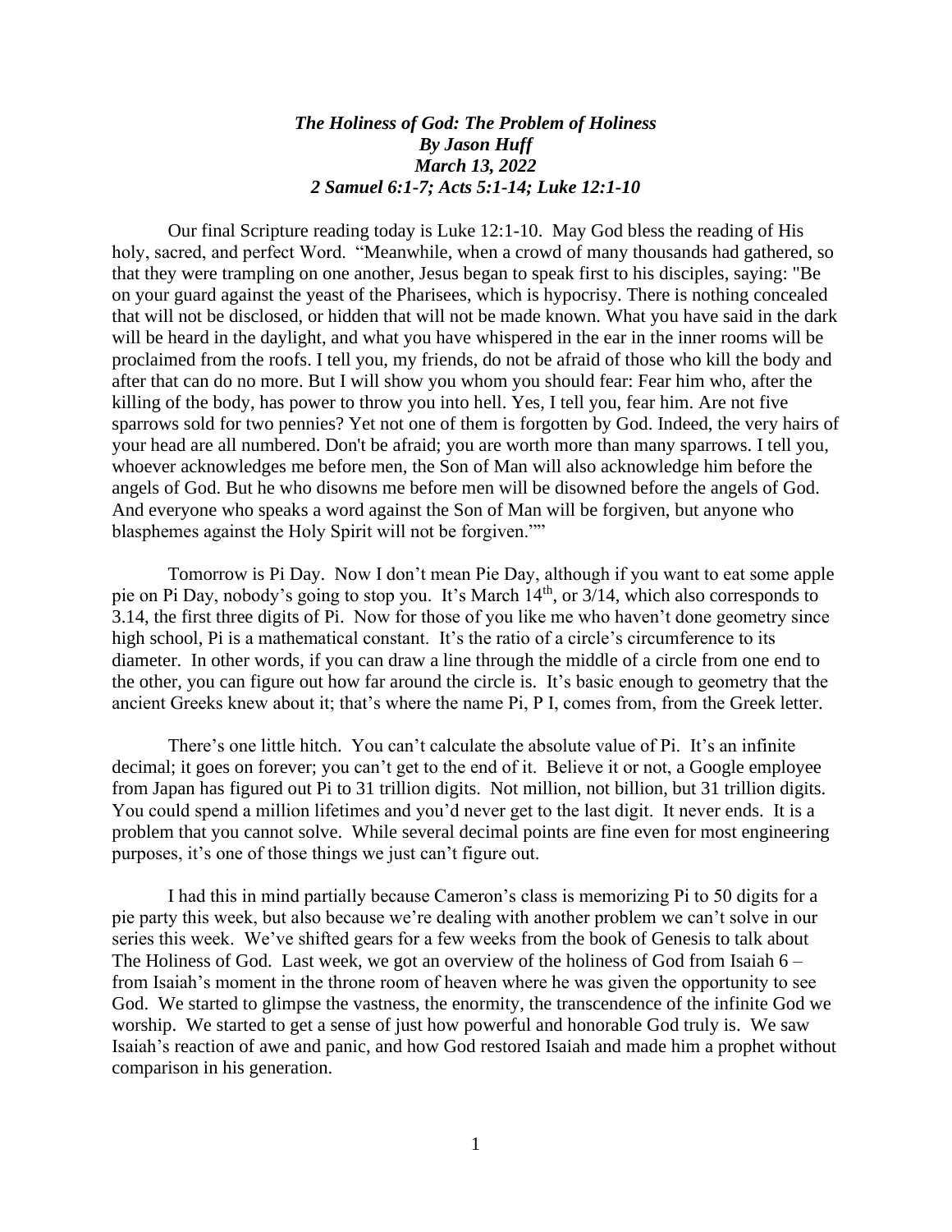***The Holiness of God: The Problem of Holiness***
***By Jason Huff***
***March 13, 2022***
***2 Samuel 6:1-7; Acts 5:1-14; Luke 12:1-10***

Our final Scripture reading today is Luke 12:1-10. May God bless the reading of His holy, sacred, and perfect Word. "Meanwhile, when a crowd of many thousands had gathered, so that they were trampling on one another, Jesus began to speak first to his disciples, saying: "Be on your guard against the yeast of the Pharisees, which is hypocrisy. There is nothing concealed that will not be disclosed, or hidden that will not be made known. What you have said in the dark will be heard in the daylight, and what you have whispered in the ear in the inner rooms will be proclaimed from the roofs. I tell you, my friends, do not be afraid of those who kill the body and after that can do no more. But I will show you whom you should fear: Fear him who, after the killing of the body, has power to throw you into hell. Yes, I tell you, fear him. Are not five sparrows sold for two pennies? Yet not one of them is forgotten by God. Indeed, the very hairs of your head are all numbered. Don't be afraid; you are worth more than many sparrows. I tell you, whoever acknowledges me before men, the Son of Man will also acknowledge him before the angels of God. But he who disowns me before men will be disowned before the angels of God. And everyone who speaks a word against the Son of Man will be forgiven, but anyone who blasphemes against the Holy Spirit will not be forgiven.""

Tomorrow is Pi Day. Now I don't mean Pie Day, although if you want to eat some apple pie on Pi Day, nobody's going to stop you. It's March 14th, or 3/14, which also corresponds to 3.14, the first three digits of Pi. Now for those of you like me who haven't done geometry since high school, Pi is a mathematical constant. It's the ratio of a circle's circumference to its diameter. In other words, if you can draw a line through the middle of a circle from one end to the other, you can figure out how far around the circle is. It's basic enough to geometry that the ancient Greeks knew about it; that's where the name Pi, P I, comes from, from the Greek letter.

There's one little hitch. You can't calculate the absolute value of Pi. It's an infinite decimal; it goes on forever; you can't get to the end of it. Believe it or not, a Google employee from Japan has figured out Pi to 31 trillion digits. Not million, not billion, but 31 trillion digits. You could spend a million lifetimes and you'd never get to the last digit. It never ends. It is a problem that you cannot solve. While several decimal points are fine even for most engineering purposes, it's one of those things we just can't figure out.

I had this in mind partially because Cameron's class is memorizing Pi to 50 digits for a pie party this week, but also because we're dealing with another problem we can't solve in our series this week. We've shifted gears for a few weeks from the book of Genesis to talk about The Holiness of God. Last week, we got an overview of the holiness of God from Isaiah 6 – from Isaiah's moment in the throne room of heaven where he was given the opportunity to see God. We started to glimpse the vastness, the enormity, the transcendence of the infinite God we worship. We started to get a sense of just how powerful and honorable God truly is. We saw Isaiah's reaction of awe and panic, and how God restored Isaiah and made him a prophet without comparison in his generation.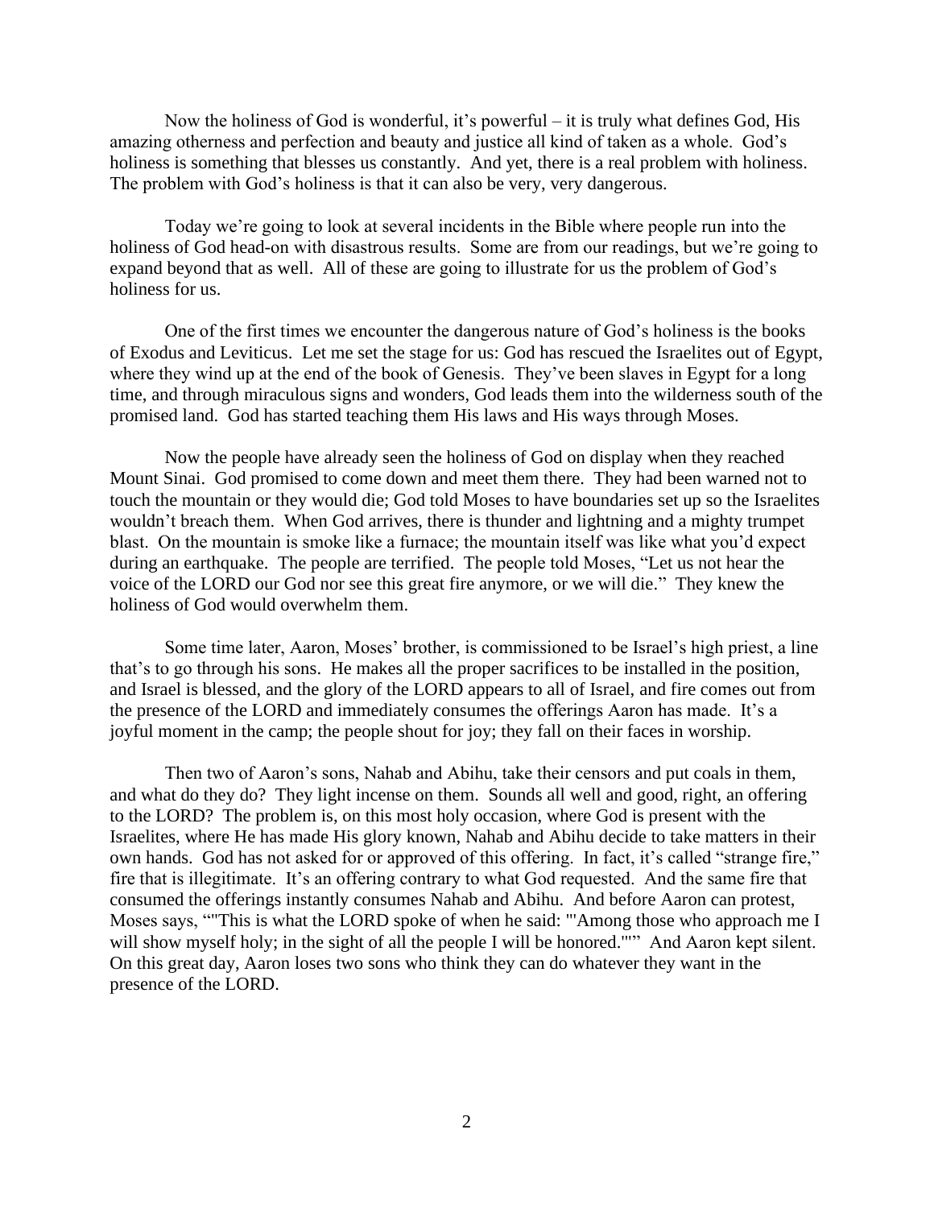Now the holiness of God is wonderful, it's powerful – it is truly what defines God, His amazing otherness and perfection and beauty and justice all kind of taken as a whole. God's holiness is something that blesses us constantly. And yet, there is a real problem with holiness. The problem with God's holiness is that it can also be very, very dangerous.

Today we're going to look at several incidents in the Bible where people run into the holiness of God head-on with disastrous results. Some are from our readings, but we're going to expand beyond that as well. All of these are going to illustrate for us the problem of God's holiness for us.

One of the first times we encounter the dangerous nature of God's holiness is the books of Exodus and Leviticus. Let me set the stage for us: God has rescued the Israelites out of Egypt, where they wind up at the end of the book of Genesis. They've been slaves in Egypt for a long time, and through miraculous signs and wonders, God leads them into the wilderness south of the promised land. God has started teaching them His laws and His ways through Moses.

Now the people have already seen the holiness of God on display when they reached Mount Sinai. God promised to come down and meet them there. They had been warned not to touch the mountain or they would die; God told Moses to have boundaries set up so the Israelites wouldn't breach them. When God arrives, there is thunder and lightning and a mighty trumpet blast. On the mountain is smoke like a furnace; the mountain itself was like what you'd expect during an earthquake. The people are terrified. The people told Moses, "Let us not hear the voice of the LORD our God nor see this great fire anymore, or we will die." They knew the holiness of God would overwhelm them.

Some time later, Aaron, Moses' brother, is commissioned to be Israel's high priest, a line that's to go through his sons. He makes all the proper sacrifices to be installed in the position, and Israel is blessed, and the glory of the LORD appears to all of Israel, and fire comes out from the presence of the LORD and immediately consumes the offerings Aaron has made. It's a joyful moment in the camp; the people shout for joy; they fall on their faces in worship.

Then two of Aaron's sons, Nahab and Abihu, take their censors and put coals in them, and what do they do? They light incense on them. Sounds all well and good, right, an offering to the LORD? The problem is, on this most holy occasion, where God is present with the Israelites, where He has made His glory known, Nahab and Abihu decide to take matters in their own hands. God has not asked for or approved of this offering. In fact, it's called "strange fire," fire that is illegitimate. It's an offering contrary to what God requested. And the same fire that consumed the offerings instantly consumes Nahab and Abihu. And before Aaron can protest, Moses says, ""This is what the LORD spoke of when he said: "'Among those who approach me I will show myself holy; in the sight of all the people I will be honored.'"" And Aaron kept silent. On this great day, Aaron loses two sons who think they can do whatever they want in the presence of the LORD.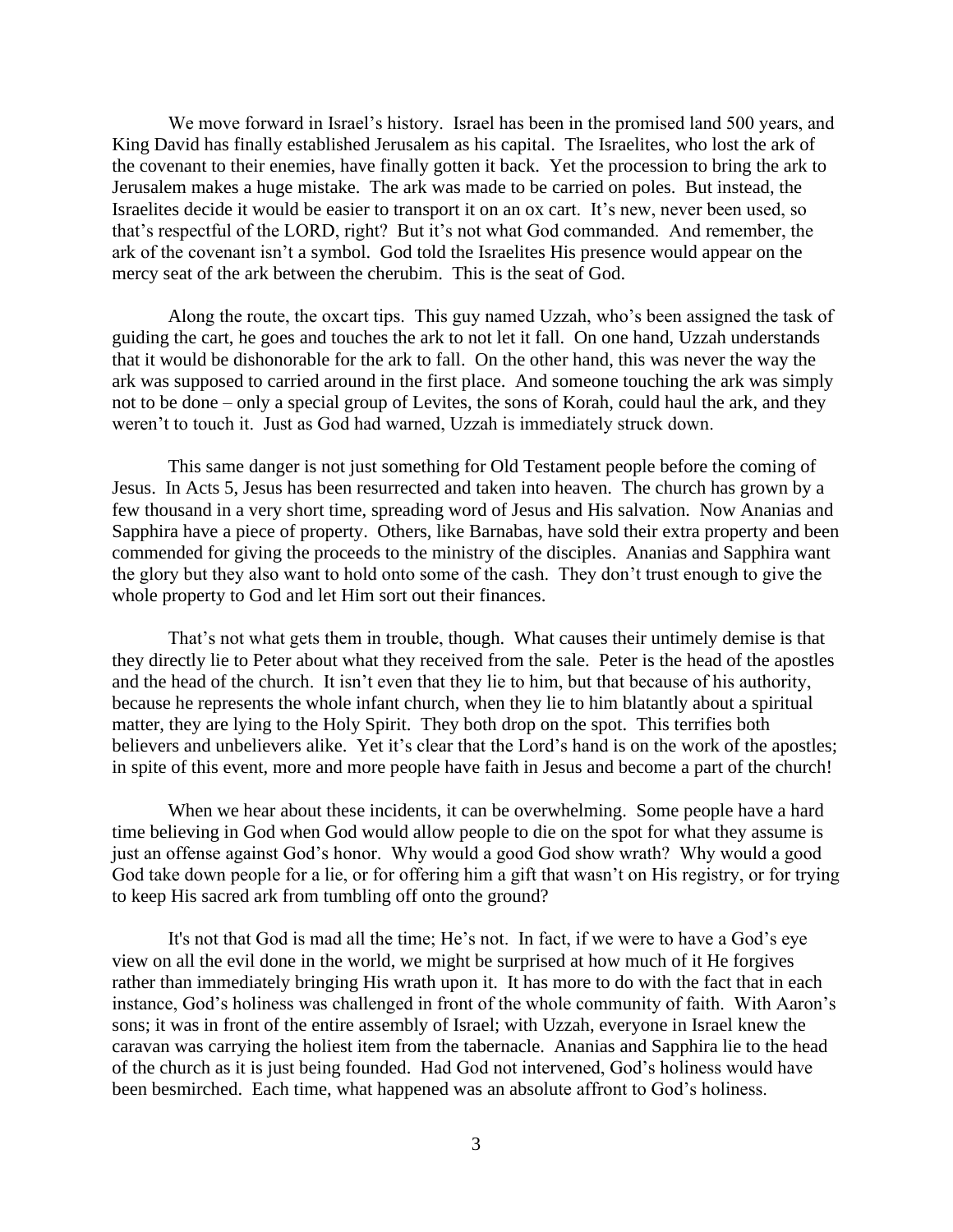We move forward in Israel's history. Israel has been in the promised land 500 years, and King David has finally established Jerusalem as his capital. The Israelites, who lost the ark of the covenant to their enemies, have finally gotten it back. Yet the procession to bring the ark to Jerusalem makes a huge mistake. The ark was made to be carried on poles. But instead, the Israelites decide it would be easier to transport it on an ox cart. It's new, never been used, so that's respectful of the LORD, right? But it's not what God commanded. And remember, the ark of the covenant isn't a symbol. God told the Israelites His presence would appear on the mercy seat of the ark between the cherubim. This is the seat of God.

Along the route, the oxcart tips. This guy named Uzzah, who's been assigned the task of guiding the cart, he goes and touches the ark to not let it fall. On one hand, Uzzah understands that it would be dishonorable for the ark to fall. On the other hand, this was never the way the ark was supposed to carried around in the first place. And someone touching the ark was simply not to be done – only a special group of Levites, the sons of Korah, could haul the ark, and they weren't to touch it. Just as God had warned, Uzzah is immediately struck down.

This same danger is not just something for Old Testament people before the coming of Jesus. In Acts 5, Jesus has been resurrected and taken into heaven. The church has grown by a few thousand in a very short time, spreading word of Jesus and His salvation. Now Ananias and Sapphira have a piece of property. Others, like Barnabas, have sold their extra property and been commended for giving the proceeds to the ministry of the disciples. Ananias and Sapphira want the glory but they also want to hold onto some of the cash. They don't trust enough to give the whole property to God and let Him sort out their finances.

That's not what gets them in trouble, though. What causes their untimely demise is that they directly lie to Peter about what they received from the sale. Peter is the head of the apostles and the head of the church. It isn't even that they lie to him, but that because of his authority, because he represents the whole infant church, when they lie to him blatantly about a spiritual matter, they are lying to the Holy Spirit. They both drop on the spot. This terrifies both believers and unbelievers alike. Yet it's clear that the Lord's hand is on the work of the apostles; in spite of this event, more and more people have faith in Jesus and become a part of the church!

When we hear about these incidents, it can be overwhelming. Some people have a hard time believing in God when God would allow people to die on the spot for what they assume is just an offense against God's honor. Why would a good God show wrath? Why would a good God take down people for a lie, or for offering him a gift that wasn't on His registry, or for trying to keep His sacred ark from tumbling off onto the ground?

It's not that God is mad all the time; He's not. In fact, if we were to have a God's eye view on all the evil done in the world, we might be surprised at how much of it He forgives rather than immediately bringing His wrath upon it. It has more to do with the fact that in each instance, God's holiness was challenged in front of the whole community of faith. With Aaron's sons; it was in front of the entire assembly of Israel; with Uzzah, everyone in Israel knew the caravan was carrying the holiest item from the tabernacle. Ananias and Sapphira lie to the head of the church as it is just being founded. Had God not intervened, God's holiness would have been besmirched. Each time, what happened was an absolute affront to God's holiness.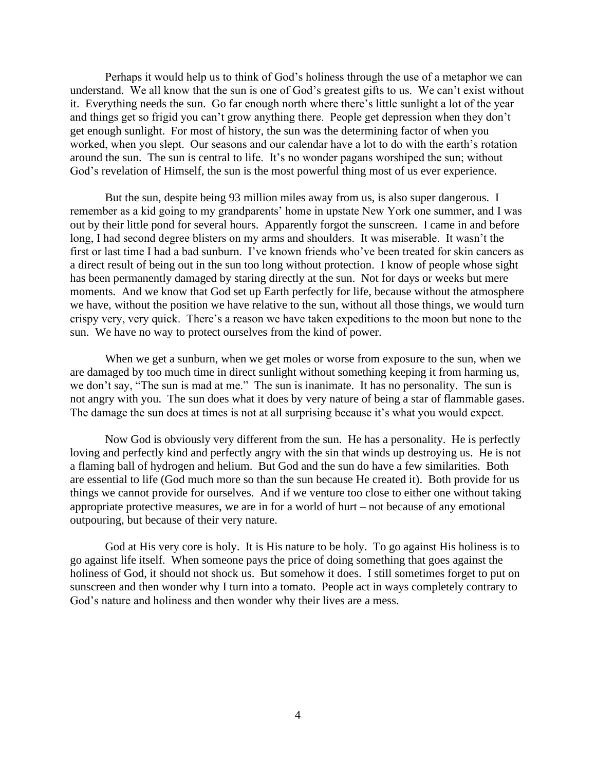Perhaps it would help us to think of God's holiness through the use of a metaphor we can understand. We all know that the sun is one of God's greatest gifts to us. We can't exist without it. Everything needs the sun. Go far enough north where there's little sunlight a lot of the year and things get so frigid you can't grow anything there. People get depression when they don't get enough sunlight. For most of history, the sun was the determining factor of when you worked, when you slept. Our seasons and our calendar have a lot to do with the earth's rotation around the sun. The sun is central to life. It's no wonder pagans worshiped the sun; without God's revelation of Himself, the sun is the most powerful thing most of us ever experience.

But the sun, despite being 93 million miles away from us, is also super dangerous. I remember as a kid going to my grandparents' home in upstate New York one summer, and I was out by their little pond for several hours. Apparently forgot the sunscreen. I came in and before long, I had second degree blisters on my arms and shoulders. It was miserable. It wasn't the first or last time I had a bad sunburn. I've known friends who've been treated for skin cancers as a direct result of being out in the sun too long without protection. I know of people whose sight has been permanently damaged by staring directly at the sun. Not for days or weeks but mere moments. And we know that God set up Earth perfectly for life, because without the atmosphere we have, without the position we have relative to the sun, without all those things, we would turn crispy very, very quick. There's a reason we have taken expeditions to the moon but none to the sun. We have no way to protect ourselves from the kind of power.

When we get a sunburn, when we get moles or worse from exposure to the sun, when we are damaged by too much time in direct sunlight without something keeping it from harming us, we don't say, "The sun is mad at me." The sun is inanimate. It has no personality. The sun is not angry with you. The sun does what it does by very nature of being a star of flammable gases. The damage the sun does at times is not at all surprising because it's what you would expect.

Now God is obviously very different from the sun. He has a personality. He is perfectly loving and perfectly kind and perfectly angry with the sin that winds up destroying us. He is not a flaming ball of hydrogen and helium. But God and the sun do have a few similarities. Both are essential to life (God much more so than the sun because He created it). Both provide for us things we cannot provide for ourselves. And if we venture too close to either one without taking appropriate protective measures, we are in for a world of hurt – not because of any emotional outpouring, but because of their very nature.

God at His very core is holy. It is His nature to be holy. To go against His holiness is to go against life itself. When someone pays the price of doing something that goes against the holiness of God, it should not shock us. But somehow it does. I still sometimes forget to put on sunscreen and then wonder why I turn into a tomato. People act in ways completely contrary to God's nature and holiness and then wonder why their lives are a mess.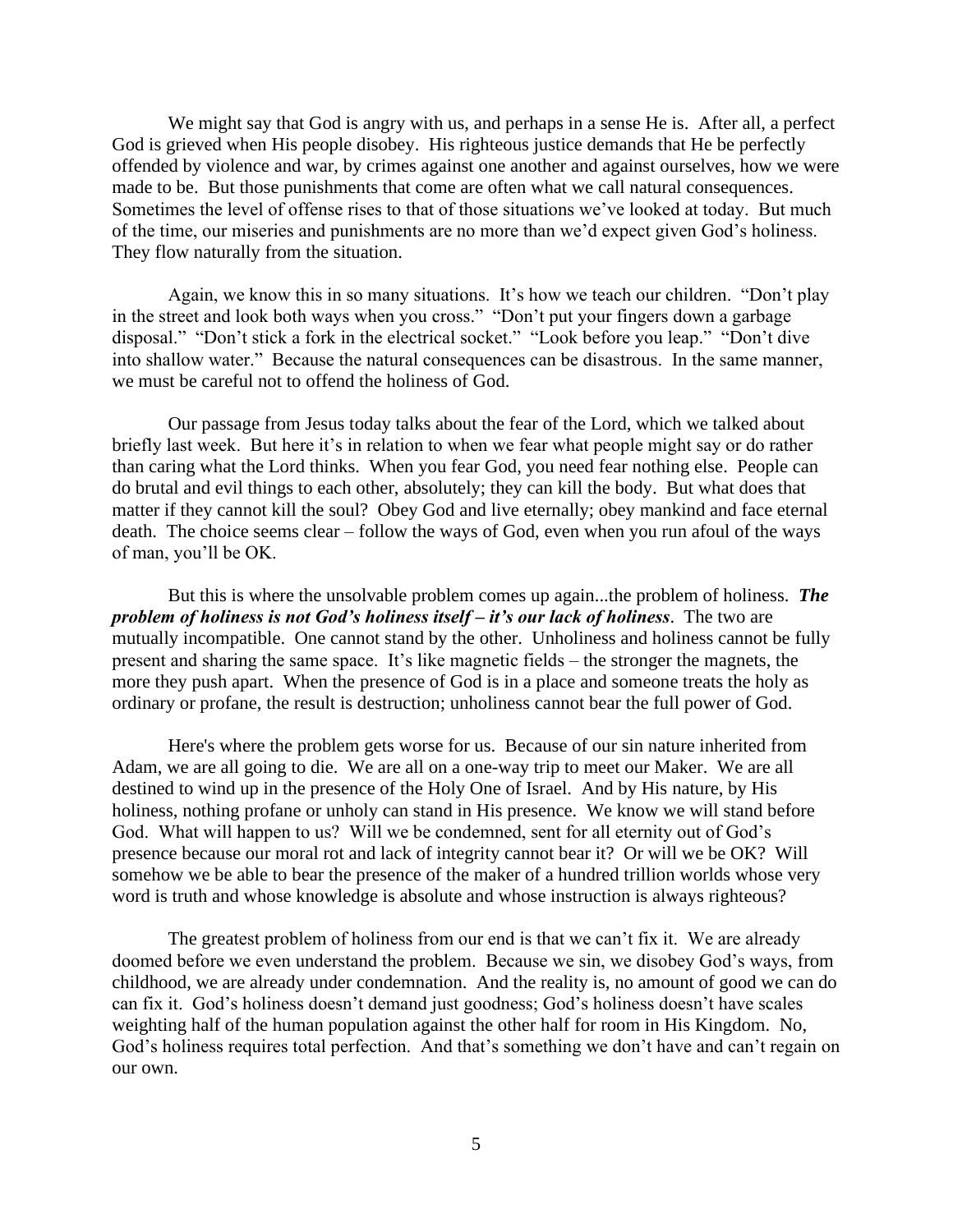We might say that God is angry with us, and perhaps in a sense He is. After all, a perfect God is grieved when His people disobey. His righteous justice demands that He be perfectly offended by violence and war, by crimes against one another and against ourselves, how we were made to be. But those punishments that come are often what we call natural consequences. Sometimes the level of offense rises to that of those situations we've looked at today. But much of the time, our miseries and punishments are no more than we'd expect given God's holiness. They flow naturally from the situation.

Again, we know this in so many situations. It's how we teach our children. "Don't play in the street and look both ways when you cross." "Don't put your fingers down a garbage disposal." "Don't stick a fork in the electrical socket." "Look before you leap." "Don't dive into shallow water." Because the natural consequences can be disastrous. In the same manner, we must be careful not to offend the holiness of God.

Our passage from Jesus today talks about the fear of the Lord, which we talked about briefly last week. But here it's in relation to when we fear what people might say or do rather than caring what the Lord thinks. When you fear God, you need fear nothing else. People can do brutal and evil things to each other, absolutely; they can kill the body. But what does that matter if they cannot kill the soul? Obey God and live eternally; obey mankind and face eternal death. The choice seems clear – follow the ways of God, even when you run afoul of the ways of man, you'll be OK.

But this is where the unsolvable problem comes up again...the problem of holiness. ***The problem of holiness is not God's holiness itself – it's our lack of holiness***. The two are mutually incompatible. One cannot stand by the other. Unholiness and holiness cannot be fully present and sharing the same space. It's like magnetic fields – the stronger the magnets, the more they push apart. When the presence of God is in a place and someone treats the holy as ordinary or profane, the result is destruction; unholiness cannot bear the full power of God.

Here's where the problem gets worse for us. Because of our sin nature inherited from Adam, we are all going to die. We are all on a one-way trip to meet our Maker. We are all destined to wind up in the presence of the Holy One of Israel. And by His nature, by His holiness, nothing profane or unholy can stand in His presence. We know we will stand before God. What will happen to us? Will we be condemned, sent for all eternity out of God's presence because our moral rot and lack of integrity cannot bear it? Or will we be OK? Will somehow we be able to bear the presence of the maker of a hundred trillion worlds whose very word is truth and whose knowledge is absolute and whose instruction is always righteous?

The greatest problem of holiness from our end is that we can't fix it. We are already doomed before we even understand the problem. Because we sin, we disobey God's ways, from childhood, we are already under condemnation. And the reality is, no amount of good we can do can fix it. God's holiness doesn't demand just goodness; God's holiness doesn't have scales weighting half of the human population against the other half for room in His Kingdom. No, God's holiness requires total perfection. And that's something we don't have and can't regain on our own.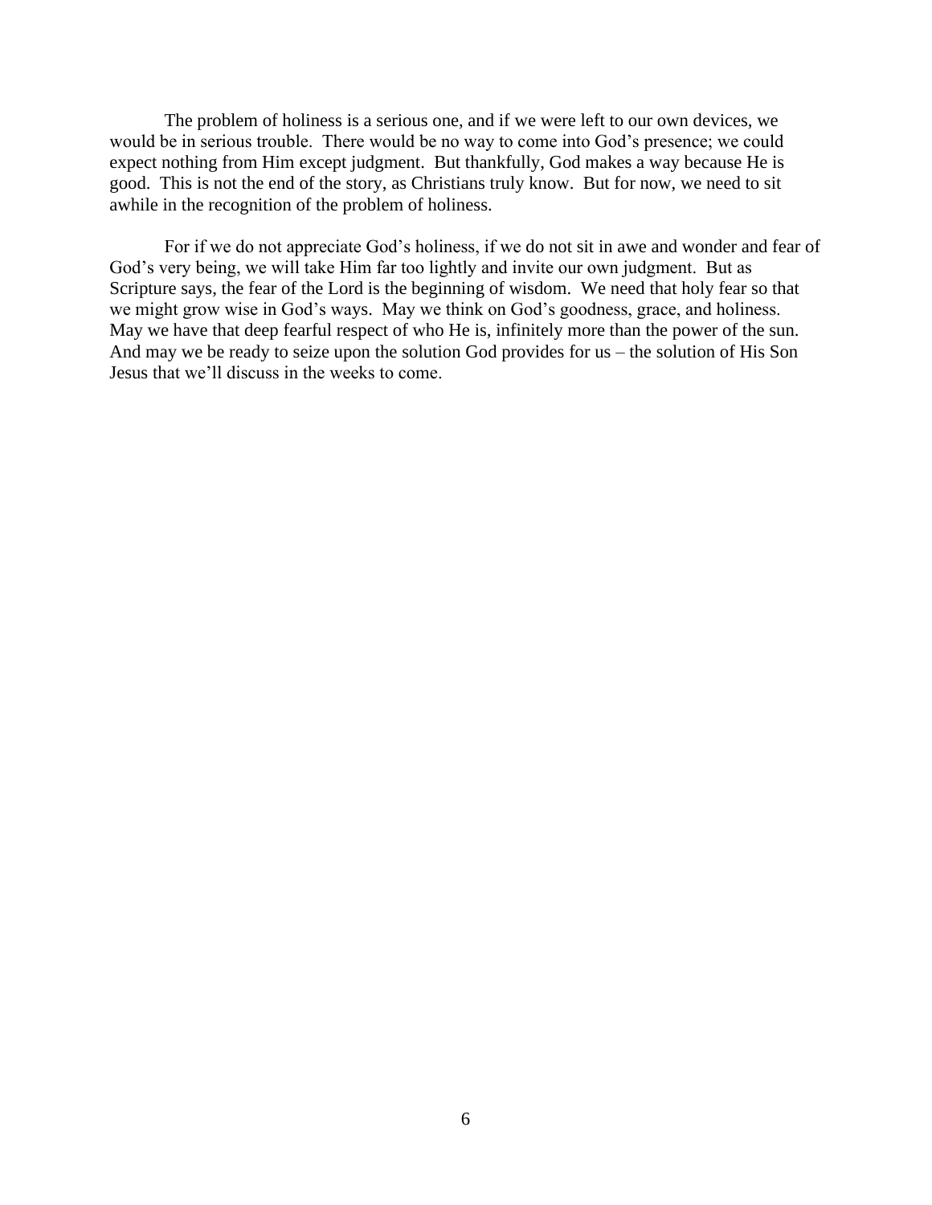The problem of holiness is a serious one, and if we were left to our own devices, we would be in serious trouble. There would be no way to come into God's presence; we could expect nothing from Him except judgment. But thankfully, God makes a way because He is good. This is not the end of the story, as Christians truly know. But for now, we need to sit awhile in the recognition of the problem of holiness.

For if we do not appreciate God's holiness, if we do not sit in awe and wonder and fear of God's very being, we will take Him far too lightly and invite our own judgment. But as Scripture says, the fear of the Lord is the beginning of wisdom. We need that holy fear so that we might grow wise in God's ways. May we think on God's goodness, grace, and holiness. May we have that deep fearful respect of who He is, infinitely more than the power of the sun. And may we be ready to seize upon the solution God provides for us – the solution of His Son Jesus that we'll discuss in the weeks to come.